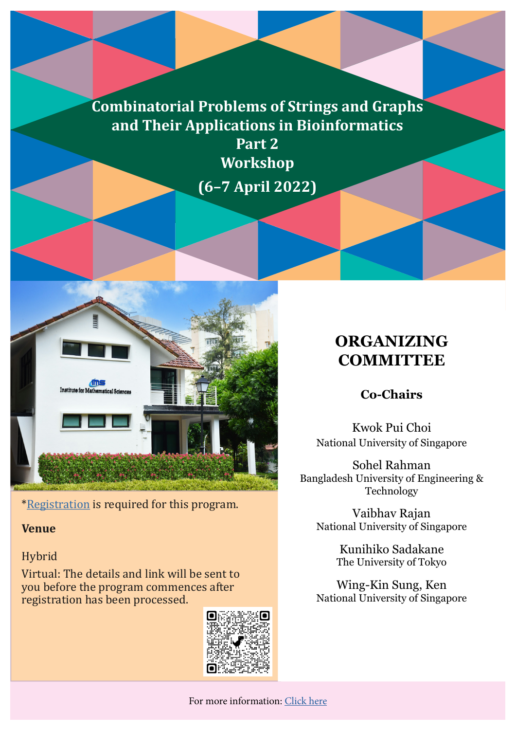# Combinatorial Problems of Strings and Graphs and Their Applications in Bioinformatics Part 2 Workshop

## (6–7 April 2022)

*Registration is required for this program.

**Venue**

Hybrid

Virtual: The details and link will be sent to you before the program commences after registration has been processed.

## ORGANIZING COMMITTEE

### Co-Chairs

Kwok Pui Choi
National University of Singapore

Sohel Rahman
Bangladesh University of Engineering & Technology

Vaibhav Rajan
National University of Singapore

Kunihiko Sadakane
The University of Tokyo

Wing-Kin Sung, Ken
National University of Singapore

For more information: Click here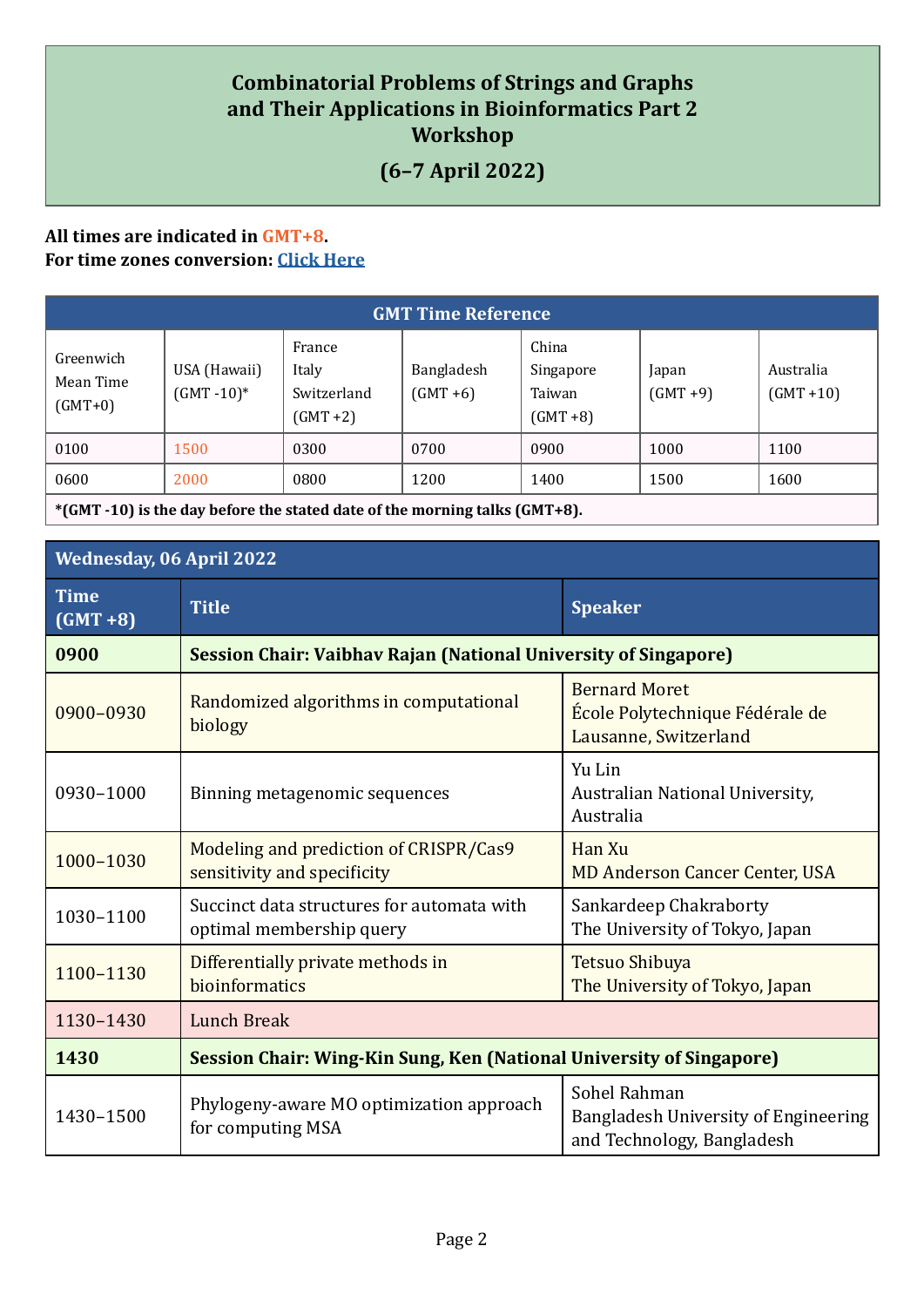# Combinatorial Problems of Strings and Graphs and Their Applications in Bioinformatics Part 2 Workshop

## (6–7 April 2022)

**All times are indicated in GMT+8.**
**For time zones conversion: [Click Here]**

| GMT Time Reference | | | | | | |
|---|---|---|---|---|---|---|
| Greenwich Mean Time (GMT+0) | USA (Hawaii) (GMT -10)* | France Italy Switzerland (GMT +2) | Bangladesh (GMT +6) | China Singapore Taiwan (GMT +8) | Japan (GMT +9) | Australia (GMT +10) |
| 0100 | 1500 | 0300 | 0700 | 0900 | 1000 | 1100 |
| 0600 | 2000 | 0800 | 1200 | 1400 | 1500 | 1600 |
| ***(GMT -10) is the day before the stated date of the morning talks (GMT+8).** | | | | | | |

| Wednesday, 06 April 2022 | | |
|---|---|---|
| **Time (GMT +8)** | **Title** | **Speaker** |
| **0900** | **Session Chair: Vaibhav Rajan (National University of Singapore)** | |
| 0900–0930 | Randomized algorithms in computational biology | Bernard Moret<br>École Polytechnique Fédérale de Lausanne, Switzerland |
| 0930–1000 | Binning metagenomic sequences | Yu Lin<br>Australian National University, Australia |
| 1000–1030 | Modeling and prediction of CRISPR/Cas9 sensitivity and specificity | Han Xu<br>MD Anderson Cancer Center, USA |
| 1030–1100 | Succinct data structures for automata with optimal membership query | Sankardeep Chakraborty<br>The University of Tokyo, Japan |
| 1100–1130 | Differentially private methods in bioinformatics | Tetsuo Shibuya<br>The University of Tokyo, Japan |
| 1130–1430 | Lunch Break | |
| **1430** | **Session Chair: Wing-Kin Sung, Ken (National University of Singapore)** | |
| 1430–1500 | Phylogeny-aware MO optimization approach for computing MSA | Sohel Rahman<br>Bangladesh University of Engineering and Technology, Bangladesh |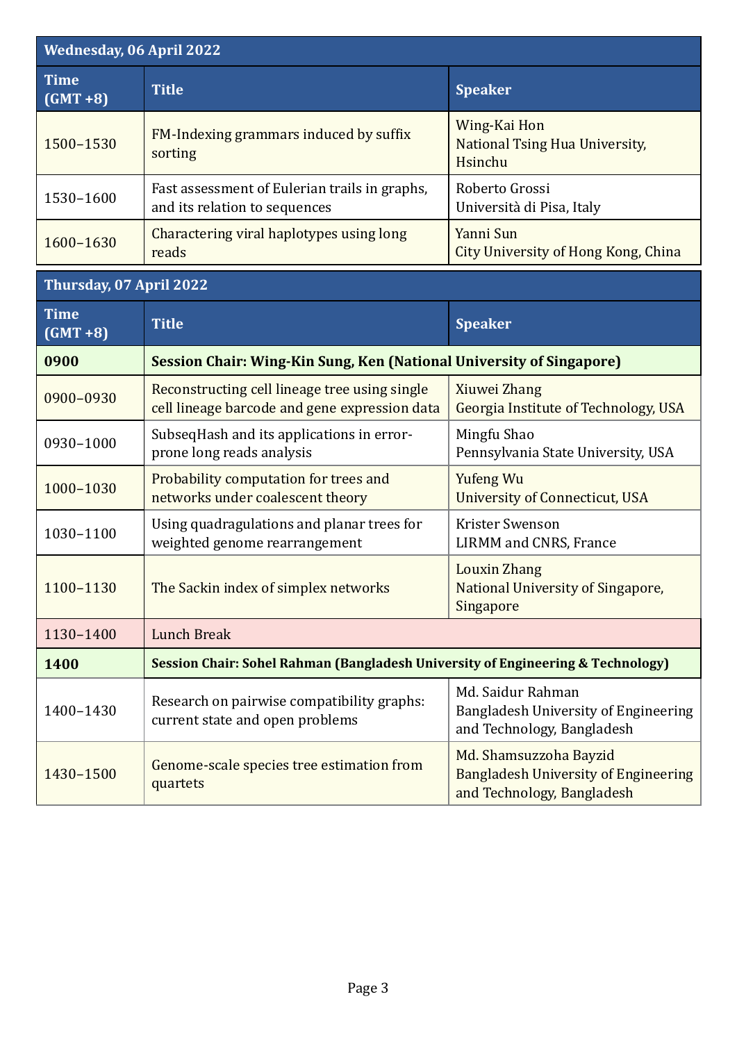| Wednesday, 06 April 2022 | | |
|---|---|---|
| **Time (GMT +8)** | **Title** | **Speaker** |
| 1500–1530 | FM-Indexing grammars induced by suffix sorting | Wing-Kai Hon<br>National Tsing Hua University, Hsinchu |
| 1530–1600 | Fast assessment of Eulerian trails in graphs, and its relation to sequences | Roberto Grossi<br>Università di Pisa, Italy |
| 1600–1630 | Charactering viral haplotypes using long reads | Yanni Sun<br>City University of Hong Kong, China |

| Thursday, 07 April 2022 | | |
|---|---|---|
| **Time (GMT +8)** | **Title** | **Speaker** |
| **0900** | **Session Chair: Wing-Kin Sung, Ken (National University of Singapore)** | |
| 0900–0930 | Reconstructing cell lineage tree using single cell lineage barcode and gene expression data | Xiuwei Zhang<br>Georgia Institute of Technology, USA |
| 0930–1000 | SubseqHash and its applications in error-prone long reads analysis | Mingfu Shao<br>Pennsylvania State University, USA |
| 1000–1030 | Probability computation for trees and networks under coalescent theory | Yufeng Wu<br>University of Connecticut, USA |
| 1030–1100 | Using quadragulations and planar trees for weighted genome rearrangement | Krister Swenson<br>LIRMM and CNRS, France |
| 1100–1130 | The Sackin index of simplex networks | Louxin Zhang<br>National University of Singapore, Singapore |
| 1130–1400 | Lunch Break | |
| **1400** | **Session Chair: Sohel Rahman (Bangladesh University of Engineering & Technology)** | |
| 1400–1430 | Research on pairwise compatibility graphs: current state and open problems | Md. Saidur Rahman<br>Bangladesh University of Engineering and Technology, Bangladesh |
| 1430–1500 | Genome-scale species tree estimation from quartets | Md. Shamsuzzoha Bayzid<br>Bangladesh University of Engineering and Technology, Bangladesh |